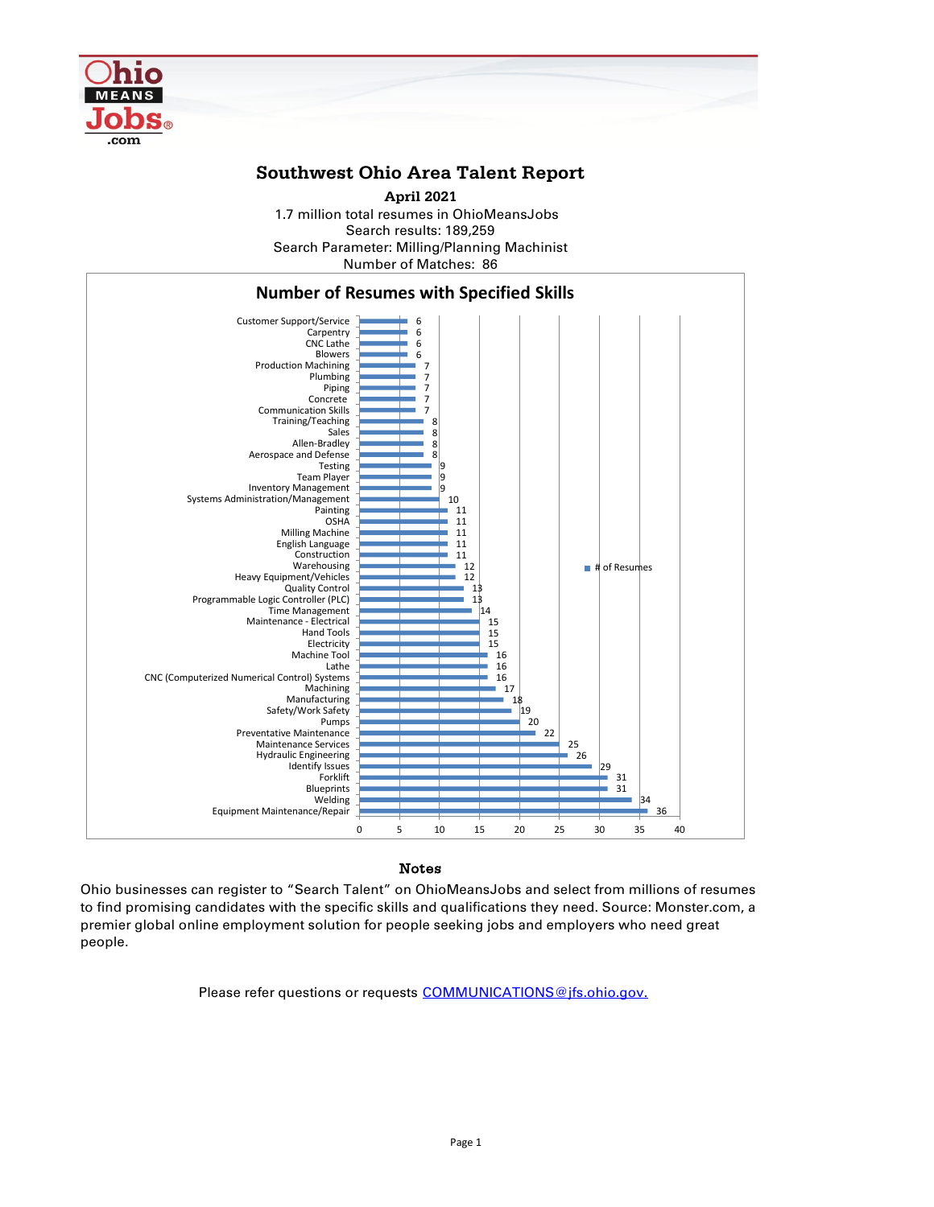# Southwest Ohio Area Talent Report

**April 2021**

1.7 million total resumes in OhioMeansJobs
Search results: 189,259
Search Parameter: Milling/Planning Machinist
Number of Matches: 86

## Number of Resumes with Specified Skills

| Skill | # of Resumes |
|---|---|
| Customer Support/Service | 6 |
| Carpentry | 6 |
| CNC Lathe | 6 |
| Blowers | 6 |
| Production Machining | 7 |
| Plumbing | 7 |
| Piping | 7 |
| Concrete | 7 |
| Communication Skills | 7 |
| Training/Teaching | 8 |
| Sales | 8 |
| Allen-Bradley | 8 |
| Aerospace and Defense | 8 |
| Testing | 9 |
| Team Player | 9 |
| Inventory Management | 9 |
| Systems Administration/Management | 10 |
| Painting | 11 |
| OSHA | 11 |
| Milling Machine | 11 |
| English Language | 11 |
| Construction | 11 |
| Warehousing | 12 |
| Heavy Equipment/Vehicles | 12 |
| Quality Control | 13 |
| Programmable Logic Controller (PLC) | 13 |
| Time Management | 14 |
| Maintenance - Electrical | 15 |
| Hand Tools | 15 |
| Electricity | 15 |
| Machine Tool | 16 |
| Lathe | 16 |
| CNC (Computerized Numerical Control) Systems | 16 |
| Machining | 17 |
| Manufacturing | 18 |
| Safety/Work Safety | 19 |
| Pumps | 20 |
| Preventative Maintenance | 22 |
| Maintenance Services | 25 |
| Hydraulic Engineering | 26 |
| Identify Issues | 29 |
| Forklift | 31 |
| Blueprints | 31 |
| Welding | 34 |
| Equipment Maintenance/Repair | 36 |

### Notes

Ohio businesses can register to "Search Talent" on OhioMeansJobs and select from millions of resumes to find promising candidates with the specific skills and qualifications they need. Source: Monster.com, a premier global online employment solution for people seeking jobs and employers who need great people.

Please refer questions or requests COMMUNICATIONS@jfs.ohio.gov.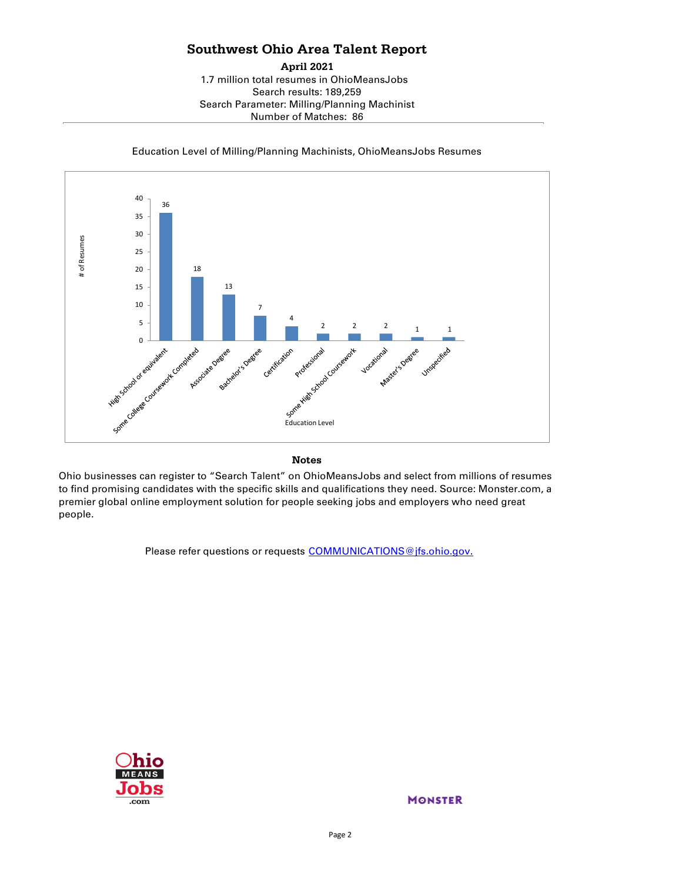# Southwest Ohio Area Talent Report

**April 2021**

1.7 million total resumes in OhioMeansJobs
Search results: 189,259
Search Parameter: Milling/Planning Machinist
Number of Matches: 86

Education Level of Milling/Planning Machinists, OhioMeansJobs Resumes

# of Resumes

40
35
30
25
20
15
10
5
0

36
18
13
7
4
2
2
2
1
1

High School or equivalent
Some College Coursework Completed
Associate Degree
Bachelor's Degree
Certification
Professional
Some High School Coursework
Vocational
Master's Degree
Unspecified

Education Level

**Notes**

Ohio businesses can register to "Search Talent" on OhioMeansJobs and select from millions of resumes to find promising candidates with the specific skills and qualifications they need. Source: Monster.com, a premier global online employment solution for people seeking jobs and employers who need great people.

Please refer questions or requests COMMUNICATIONS@jfs.ohio.gov.

Ohio MEANS Jobs .com

MONSTER